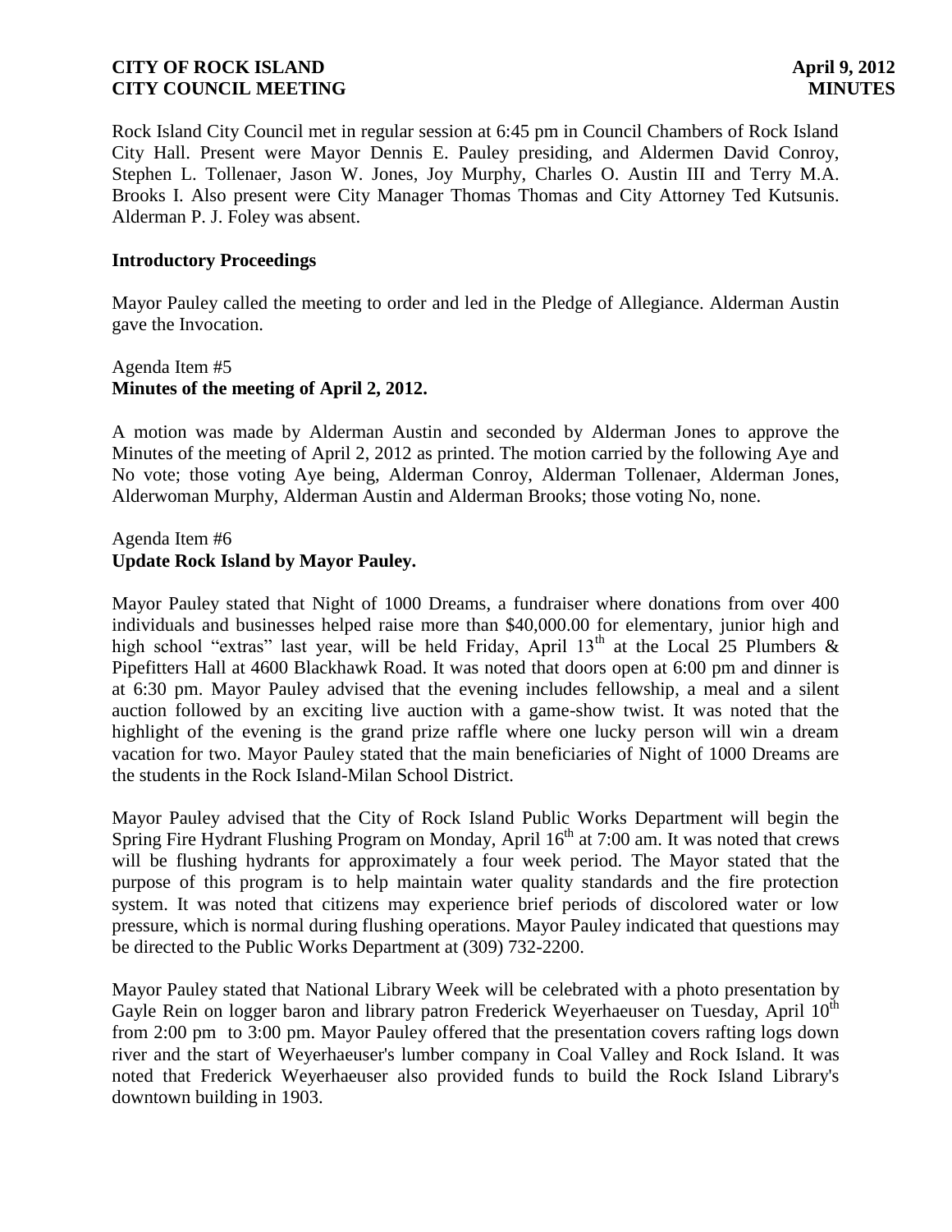Rock Island City Council met in regular session at 6:45 pm in Council Chambers of Rock Island City Hall. Present were Mayor Dennis E. Pauley presiding, and Aldermen David Conroy, Stephen L. Tollenaer, Jason W. Jones, Joy Murphy, Charles O. Austin III and Terry M.A. Brooks I. Also present were City Manager Thomas Thomas and City Attorney Ted Kutsunis. Alderman P. J. Foley was absent.

### Introductory Proceedings

Mayor Pauley called the meeting to order and led in the Pledge of Allegiance. Alderman Austin gave the Invocation.

Agenda Item #5
**Minutes of the meeting of April 2, 2012.**

A motion was made by Alderman Austin and seconded by Alderman Jones to approve the Minutes of the meeting of April 2, 2012 as printed. The motion carried by the following Aye and No vote; those voting Aye being, Alderman Conroy, Alderman Tollenaer, Alderman Jones, Alderwoman Murphy, Alderman Austin and Alderman Brooks; those voting No, none.

Agenda Item #6
**Update Rock Island by Mayor Pauley.**

Mayor Pauley stated that Night of 1000 Dreams, a fundraiser where donations from over 400 individuals and businesses helped raise more than $40,000.00 for elementary, junior high and high school "extras" last year, will be held Friday, April 13th at the Local 25 Plumbers & Pipefitters Hall at 4600 Blackhawk Road. It was noted that doors open at 6:00 pm and dinner is at 6:30 pm. Mayor Pauley advised that the evening includes fellowship, a meal and a silent auction followed by an exciting live auction with a game-show twist. It was noted that the highlight of the evening is the grand prize raffle where one lucky person will win a dream vacation for two. Mayor Pauley stated that the main beneficiaries of Night of 1000 Dreams are the students in the Rock Island-Milan School District.

Mayor Pauley advised that the City of Rock Island Public Works Department will begin the Spring Fire Hydrant Flushing Program on Monday, April 16th at 7:00 am. It was noted that crews will be flushing hydrants for approximately a four week period. The Mayor stated that the purpose of this program is to help maintain water quality standards and the fire protection system. It was noted that citizens may experience brief periods of discolored water or low pressure, which is normal during flushing operations. Mayor Pauley indicated that questions may be directed to the Public Works Department at (309) 732-2200.

Mayor Pauley stated that National Library Week will be celebrated with a photo presentation by Gayle Rein on logger baron and library patron Frederick Weyerhaeuser on Tuesday, April 10th from 2:00 pm to 3:00 pm. Mayor Pauley offered that the presentation covers rafting logs down river and the start of Weyerhaeuser's lumber company in Coal Valley and Rock Island. It was noted that Frederick Weyerhaeuser also provided funds to build the Rock Island Library's downtown building in 1903.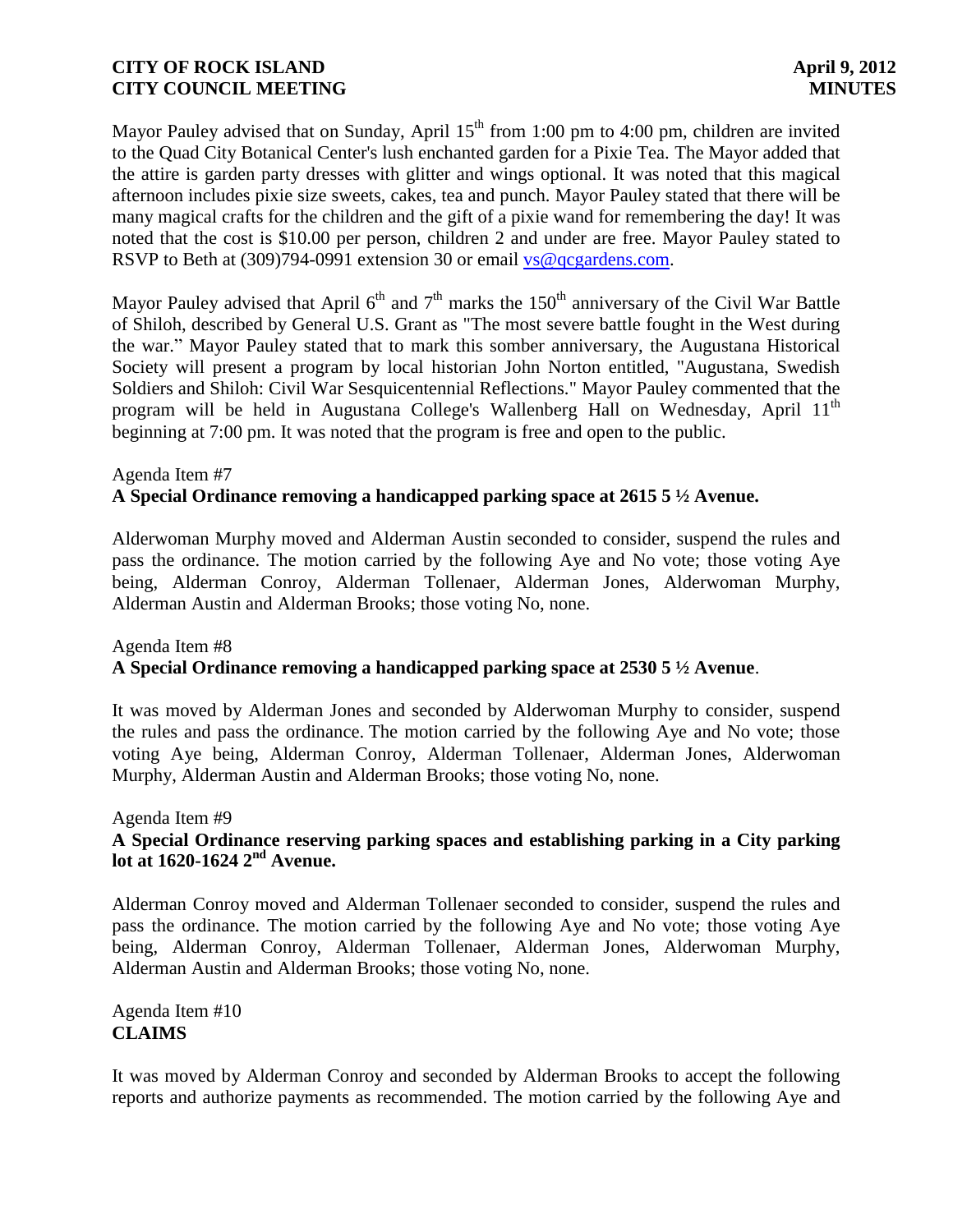Mayor Pauley advised that on Sunday, April 15th from 1:00 pm to 4:00 pm, children are invited to the Quad City Botanical Center's lush enchanted garden for a Pixie Tea. The Mayor added that the attire is garden party dresses with glitter and wings optional. It was noted that this magical afternoon includes pixie size sweets, cakes, tea and punch. Mayor Pauley stated that there will be many magical crafts for the children and the gift of a pixie wand for remembering the day! It was noted that the cost is $10.00 per person, children 2 and under are free. Mayor Pauley stated to RSVP to Beth at (309)794-0991 extension 30 or email vs@qcgardens.com.

Mayor Pauley advised that April 6th and 7th marks the 150th anniversary of the Civil War Battle of Shiloh, described by General U.S. Grant as "The most severe battle fought in the West during the war." Mayor Pauley stated that to mark this somber anniversary, the Augustana Historical Society will present a program by local historian John Norton entitled, "Augustana, Swedish Soldiers and Shiloh: Civil War Sesquicentennial Reflections." Mayor Pauley commented that the program will be held in Augustana College's Wallenberg Hall on Wednesday, April 11th beginning at 7:00 pm. It was noted that the program is free and open to the public.

Agenda Item #7
**A Special Ordinance removing a handicapped parking space at 2615 5 ½ Avenue.**

Alderwoman Murphy moved and Alderman Austin seconded to consider, suspend the rules and pass the ordinance. The motion carried by the following Aye and No vote; those voting Aye being, Alderman Conroy, Alderman Tollenaer, Alderman Jones, Alderwoman Murphy, Alderman Austin and Alderman Brooks; those voting No, none.

Agenda Item #8
**A Special Ordinance removing a handicapped parking space at 2530 5 ½ Avenue**.

It was moved by Alderman Jones and seconded by Alderwoman Murphy to consider, suspend the rules and pass the ordinance. The motion carried by the following Aye and No vote; those voting Aye being, Alderman Conroy, Alderman Tollenaer, Alderman Jones, Alderwoman Murphy, Alderman Austin and Alderman Brooks; those voting No, none.

Agenda Item #9
**A Special Ordinance reserving parking spaces and establishing parking in a City parking lot at 1620-1624 2nd Avenue.**

Alderman Conroy moved and Alderman Tollenaer seconded to consider, suspend the rules and pass the ordinance. The motion carried by the following Aye and No vote; those voting Aye being, Alderman Conroy, Alderman Tollenaer, Alderman Jones, Alderwoman Murphy, Alderman Austin and Alderman Brooks; those voting No, none.

Agenda Item #10
**CLAIMS**

It was moved by Alderman Conroy and seconded by Alderman Brooks to accept the following reports and authorize payments as recommended. The motion carried by the following Aye and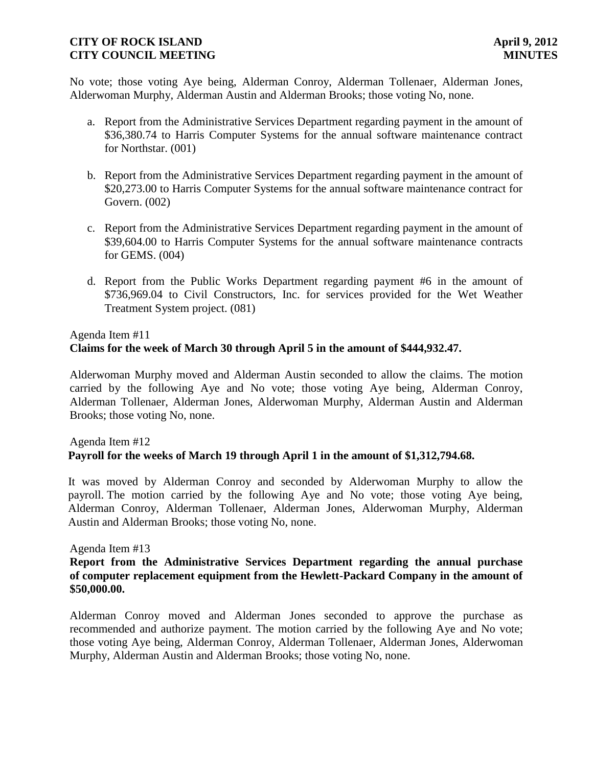No vote; those voting Aye being, Alderman Conroy, Alderman Tollenaer, Alderman Jones, Alderwoman Murphy, Alderman Austin and Alderman Brooks; those voting No, none.

a. Report from the Administrative Services Department regarding payment in the amount of $36,380.74 to Harris Computer Systems for the annual software maintenance contract for Northstar. (001)

b. Report from the Administrative Services Department regarding payment in the amount of $20,273.00 to Harris Computer Systems for the annual software maintenance contract for Govern. (002)

c. Report from the Administrative Services Department regarding payment in the amount of $39,604.00 to Harris Computer Systems for the annual software maintenance contracts for GEMS. (004)

d. Report from the Public Works Department regarding payment #6 in the amount of $736,969.04 to Civil Constructors, Inc. for services provided for the Wet Weather Treatment System project. (081)

Agenda Item #11
**Claims for the week of March 30 through April 5 in the amount of $444,932.47.**

Alderwoman Murphy moved and Alderman Austin seconded to allow the claims. The motion carried by the following Aye and No vote; those voting Aye being, Alderman Conroy, Alderman Tollenaer, Alderman Jones, Alderwoman Murphy, Alderman Austin and Alderman Brooks; those voting No, none.

Agenda Item #12
**Payroll for the weeks of March 19 through April 1 in the amount of $1,312,794.68.**

It was moved by Alderman Conroy and seconded by Alderwoman Murphy to allow the payroll. The motion carried by the following Aye and No vote; those voting Aye being, Alderman Conroy, Alderman Tollenaer, Alderman Jones, Alderwoman Murphy, Alderman Austin and Alderman Brooks; those voting No, none.

Agenda Item #13
**Report from the Administrative Services Department regarding the annual purchase of computer replacement equipment from the Hewlett-Packard Company in the amount of $50,000.00.**

Alderman Conroy moved and Alderman Jones seconded to approve the purchase as recommended and authorize payment. The motion carried by the following Aye and No vote; those voting Aye being, Alderman Conroy, Alderman Tollenaer, Alderman Jones, Alderwoman Murphy, Alderman Austin and Alderman Brooks; those voting No, none.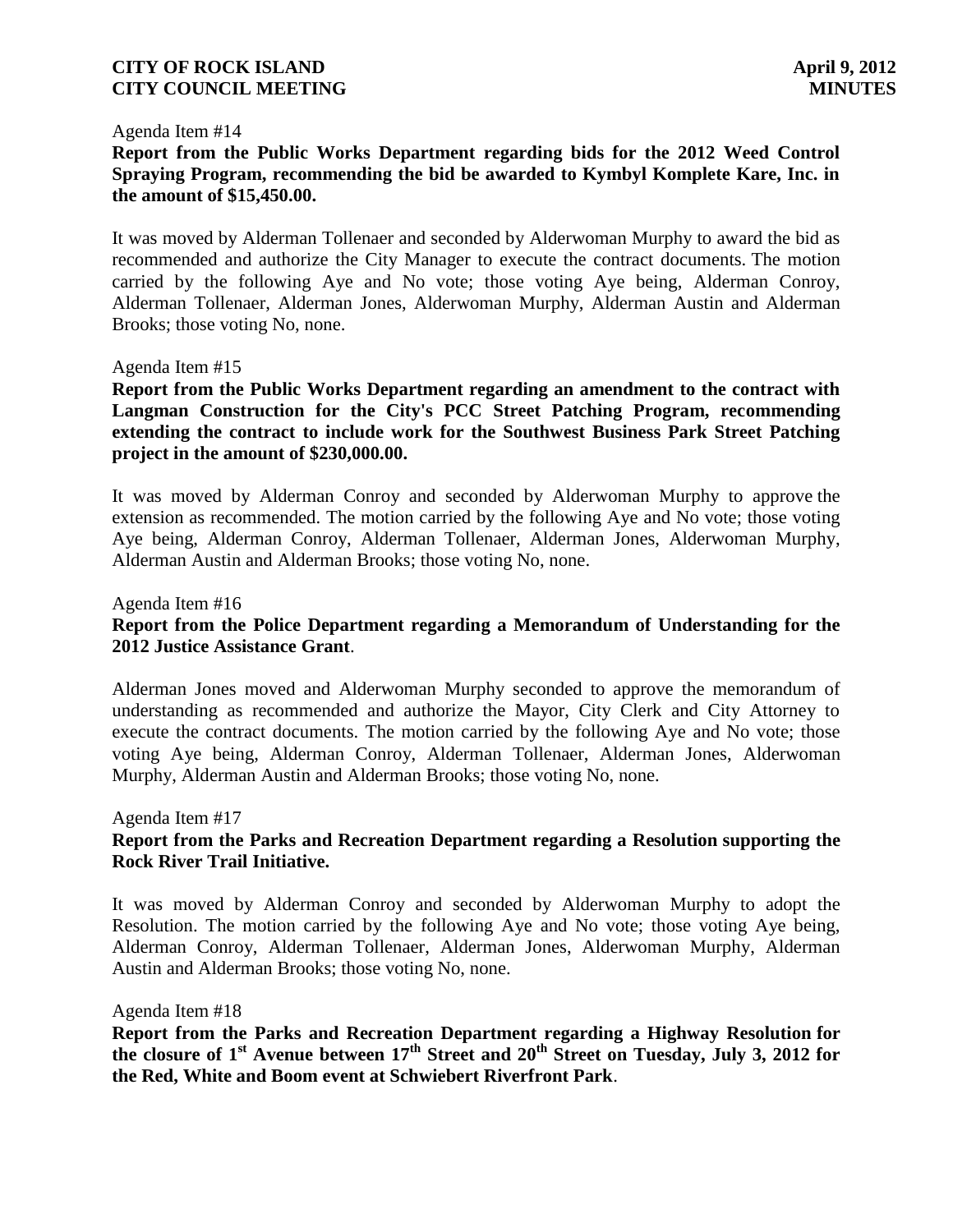Agenda Item #14

**Report from the Public Works Department regarding bids for the 2012 Weed Control Spraying Program, recommending the bid be awarded to Kymbyl Komplete Kare, Inc. in the amount of $15,450.00.**

It was moved by Alderman Tollenaer and seconded by Alderwoman Murphy to award the bid as recommended and authorize the City Manager to execute the contract documents. The motion carried by the following Aye and No vote; those voting Aye being, Alderman Conroy, Alderman Tollenaer, Alderman Jones, Alderwoman Murphy, Alderman Austin and Alderman Brooks; those voting No, none.

Agenda Item #15

**Report from the Public Works Department regarding an amendment to the contract with Langman Construction for the City's PCC Street Patching Program, recommending extending the contract to include work for the Southwest Business Park Street Patching project in the amount of $230,000.00.**

It was moved by Alderman Conroy and seconded by Alderwoman Murphy to approve the extension as recommended. The motion carried by the following Aye and No vote; those voting Aye being, Alderman Conroy, Alderman Tollenaer, Alderman Jones, Alderwoman Murphy, Alderman Austin and Alderman Brooks; those voting No, none.

Agenda Item #16

**Report from the Police Department regarding a Memorandum of Understanding for the 2012 Justice Assistance Grant**.

Alderman Jones moved and Alderwoman Murphy seconded to approve the memorandum of understanding as recommended and authorize the Mayor, City Clerk and City Attorney to execute the contract documents. The motion carried by the following Aye and No vote; those voting Aye being, Alderman Conroy, Alderman Tollenaer, Alderman Jones, Alderwoman Murphy, Alderman Austin and Alderman Brooks; those voting No, none.

Agenda Item #17

**Report from the Parks and Recreation Department regarding a Resolution supporting the Rock River Trail Initiative.**

It was moved by Alderman Conroy and seconded by Alderwoman Murphy to adopt the Resolution. The motion carried by the following Aye and No vote; those voting Aye being, Alderman Conroy, Alderman Tollenaer, Alderman Jones, Alderwoman Murphy, Alderman Austin and Alderman Brooks; those voting No, none.

Agenda Item #18

**Report from the Parks and Recreation Department regarding a Highway Resolution for the closure of 1st Avenue between 17th Street and 20th Street on Tuesday, July 3, 2012 for the Red, White and Boom event at Schwiebert Riverfront Park**.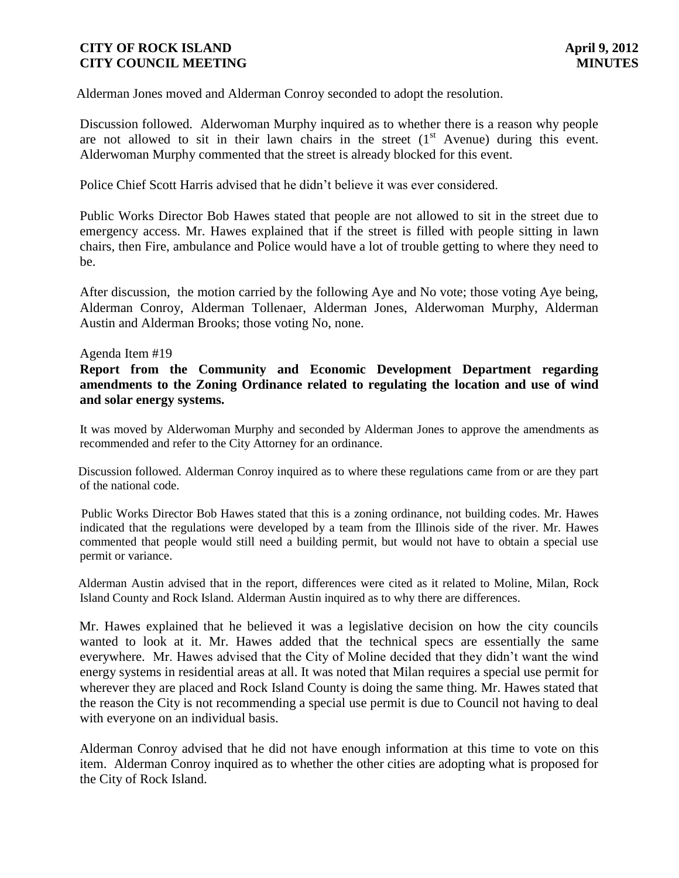Alderman Jones moved and Alderman Conroy seconded to adopt the resolution.

Discussion followed. Alderwoman Murphy inquired as to whether there is a reason why people are not allowed to sit in their lawn chairs in the street (1st Avenue) during this event. Alderwoman Murphy commented that the street is already blocked for this event.

Police Chief Scott Harris advised that he didn't believe it was ever considered.

Public Works Director Bob Hawes stated that people are not allowed to sit in the street due to emergency access. Mr. Hawes explained that if the street is filled with people sitting in lawn chairs, then Fire, ambulance and Police would have a lot of trouble getting to where they need to be.

After discussion, the motion carried by the following Aye and No vote; those voting Aye being, Alderman Conroy, Alderman Tollenaer, Alderman Jones, Alderwoman Murphy, Alderman Austin and Alderman Brooks; those voting No, none.

Agenda Item #19

**Report from the Community and Economic Development Department regarding amendments to the Zoning Ordinance related to regulating the location and use of wind and solar energy systems.**

It was moved by Alderwoman Murphy and seconded by Alderman Jones to approve the amendments as recommended and refer to the City Attorney for an ordinance.

Discussion followed. Alderman Conroy inquired as to where these regulations came from or are they part of the national code.

Public Works Director Bob Hawes stated that this is a zoning ordinance, not building codes. Mr. Hawes indicated that the regulations were developed by a team from the Illinois side of the river. Mr. Hawes commented that people would still need a building permit, but would not have to obtain a special use permit or variance.

Alderman Austin advised that in the report, differences were cited as it related to Moline, Milan, Rock Island County and Rock Island. Alderman Austin inquired as to why there are differences.

Mr. Hawes explained that he believed it was a legislative decision on how the city councils wanted to look at it. Mr. Hawes added that the technical specs are essentially the same everywhere. Mr. Hawes advised that the City of Moline decided that they didn't want the wind energy systems in residential areas at all. It was noted that Milan requires a special use permit for wherever they are placed and Rock Island County is doing the same thing. Mr. Hawes stated that the reason the City is not recommending a special use permit is due to Council not having to deal with everyone on an individual basis.

Alderman Conroy advised that he did not have enough information at this time to vote on this item. Alderman Conroy inquired as to whether the other cities are adopting what is proposed for the City of Rock Island.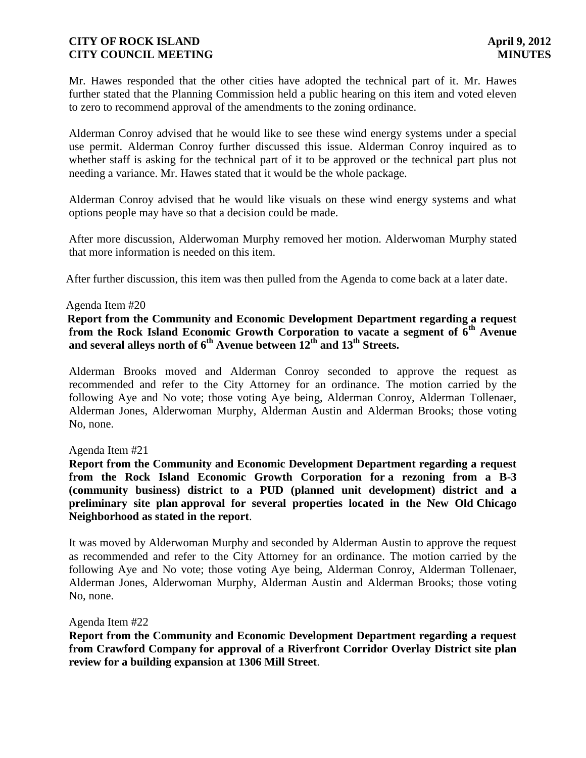Mr. Hawes responded that the other cities have adopted the technical part of it. Mr. Hawes further stated that the Planning Commission held a public hearing on this item and voted eleven to zero to recommend approval of the amendments to the zoning ordinance.

Alderman Conroy advised that he would like to see these wind energy systems under a special use permit. Alderman Conroy further discussed this issue. Alderman Conroy inquired as to whether staff is asking for the technical part of it to be approved or the technical part plus not needing a variance. Mr. Hawes stated that it would be the whole package.

Alderman Conroy advised that he would like visuals on these wind energy systems and what options people may have so that a decision could be made.

After more discussion, Alderwoman Murphy removed her motion. Alderwoman Murphy stated that more information is needed on this item.

After further discussion, this item was then pulled from the Agenda to come back at a later date.

Agenda Item #20

**Report from the Community and Economic Development Department regarding a request from the Rock Island Economic Growth Corporation to vacate a segment of 6th Avenue and several alleys north of 6th Avenue between 12th and 13th Streets.**

Alderman Brooks moved and Alderman Conroy seconded to approve the request as recommended and refer to the City Attorney for an ordinance. The motion carried by the following Aye and No vote; those voting Aye being, Alderman Conroy, Alderman Tollenaer, Alderman Jones, Alderwoman Murphy, Alderman Austin and Alderman Brooks; those voting No, none.

Agenda Item #21

**Report from the Community and Economic Development Department regarding a request from the Rock Island Economic Growth Corporation for a rezoning from a B-3 (community business) district to a PUD (planned unit development) district and a preliminary site plan approval for several properties located in the New Old Chicago Neighborhood as stated in the report**.

It was moved by Alderwoman Murphy and seconded by Alderman Austin to approve the request as recommended and refer to the City Attorney for an ordinance. The motion carried by the following Aye and No vote; those voting Aye being, Alderman Conroy, Alderman Tollenaer, Alderman Jones, Alderwoman Murphy, Alderman Austin and Alderman Brooks; those voting No, none.

Agenda Item #22

**Report from the Community and Economic Development Department regarding a request from Crawford Company for approval of a Riverfront Corridor Overlay District site plan review for a building expansion at 1306 Mill Street**.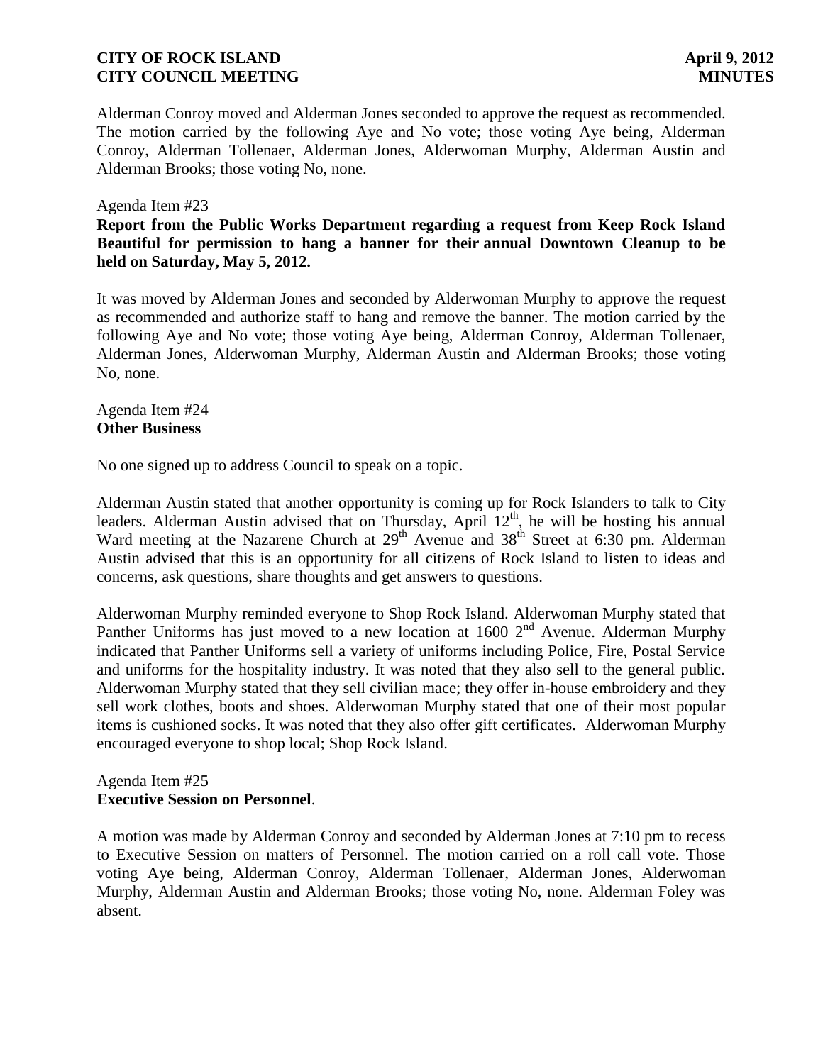Alderman Conroy moved and Alderman Jones seconded to approve the request as recommended. The motion carried by the following Aye and No vote; those voting Aye being, Alderman Conroy, Alderman Tollenaer, Alderman Jones, Alderwoman Murphy, Alderman Austin and Alderman Brooks; those voting No, none.

Agenda Item #23

**Report from the Public Works Department regarding a request from Keep Rock Island Beautiful for permission to hang a banner for their annual Downtown Cleanup to be held on Saturday, May 5, 2012.**

It was moved by Alderman Jones and seconded by Alderwoman Murphy to approve the request as recommended and authorize staff to hang and remove the banner. The motion carried by the following Aye and No vote; those voting Aye being, Alderman Conroy, Alderman Tollenaer, Alderman Jones, Alderwoman Murphy, Alderman Austin and Alderman Brooks; those voting No, none.

Agenda Item #24

**Other Business**

No one signed up to address Council to speak on a topic.

Alderman Austin stated that another opportunity is coming up for Rock Islanders to talk to City leaders. Alderman Austin advised that on Thursday, April 12th, he will be hosting his annual Ward meeting at the Nazarene Church at 29th Avenue and 38th Street at 6:30 pm. Alderman Austin advised that this is an opportunity for all citizens of Rock Island to listen to ideas and concerns, ask questions, share thoughts and get answers to questions.

Alderwoman Murphy reminded everyone to Shop Rock Island. Alderwoman Murphy stated that Panther Uniforms has just moved to a new location at 1600 2nd Avenue. Alderman Murphy indicated that Panther Uniforms sell a variety of uniforms including Police, Fire, Postal Service and uniforms for the hospitality industry. It was noted that they also sell to the general public. Alderwoman Murphy stated that they sell civilian mace; they offer in-house embroidery and they sell work clothes, boots and shoes. Alderwoman Murphy stated that one of their most popular items is cushioned socks. It was noted that they also offer gift certificates. Alderwoman Murphy encouraged everyone to shop local; Shop Rock Island.

Agenda Item #25

**Executive Session on Personnel**.

A motion was made by Alderman Conroy and seconded by Alderman Jones at 7:10 pm to recess to Executive Session on matters of Personnel. The motion carried on a roll call vote. Those voting Aye being, Alderman Conroy, Alderman Tollenaer, Alderman Jones, Alderwoman Murphy, Alderman Austin and Alderman Brooks; those voting No, none. Alderman Foley was absent.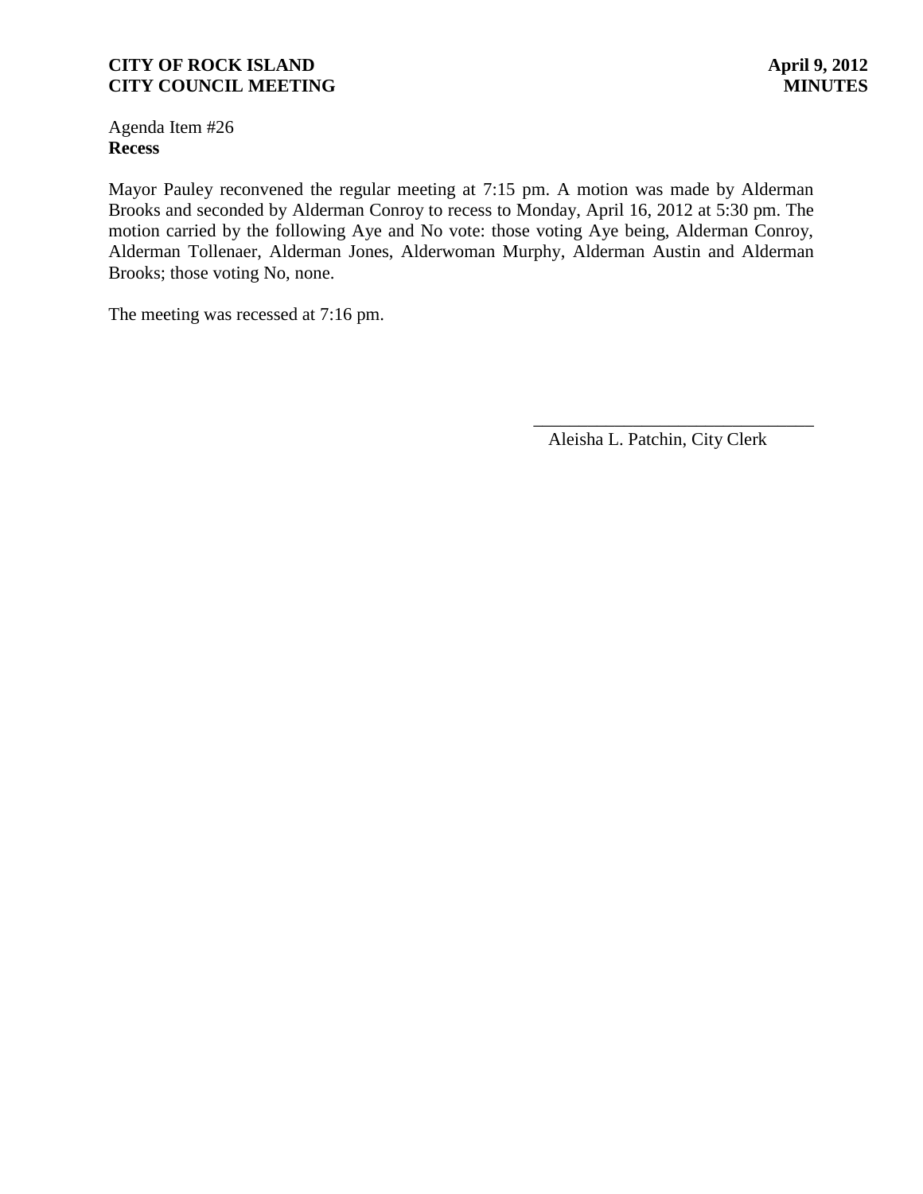Agenda Item #26
**Recess**

Mayor Pauley reconvened the regular meeting at 7:15 pm. A motion was made by Alderman Brooks and seconded by Alderman Conroy to recess to Monday, April 16, 2012 at 5:30 pm. The motion carried by the following Aye and No vote: those voting Aye being, Alderman Conroy, Alderman Tollenaer, Alderman Jones, Alderwoman Murphy, Alderman Austin and Alderman Brooks; those voting No, none.

The meeting was recessed at 7:16 pm.

\_\_\_\_\_\_\_\_\_\_\_\_\_\_\_\_\_\_\_\_\_\_\_\_\_\_\_\_\_\_\_\_

Aleisha L. Patchin, City Clerk